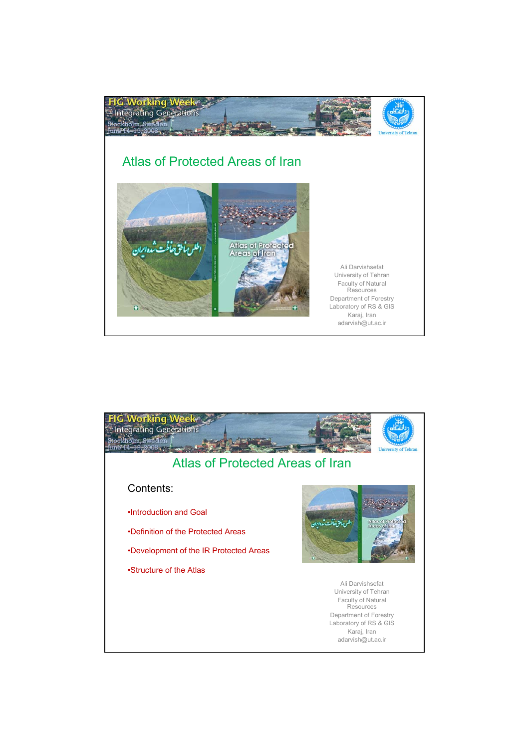FIG Working Week
Integrating Generations
Stockholm, Sweden
June 14-19 2008

University of Tehran

# Atlas of Protected Areas of Iran

Ali Darvishsefat
University of Tehran
Faculty of Natural Resources
Department of Forestry
Laboratory of RS & GIS
Karaj, Iran
adarvish@ut.ac.ir

---

FIG Working Week
Integrating Generations
Stockholm, Sweden
June 14-19 2008

University of Tehran

# Atlas of Protected Areas of Iran

Contents:

- Introduction and Goal
- Definition of the Protected Areas
- Development of the IR Protected Areas
- Structure of the Atlas

Ali Darvishsefat
University of Tehran
Faculty of Natural Resources
Department of Forestry
Laboratory of RS & GIS
Karaj, Iran
adarvish@ut.ac.ir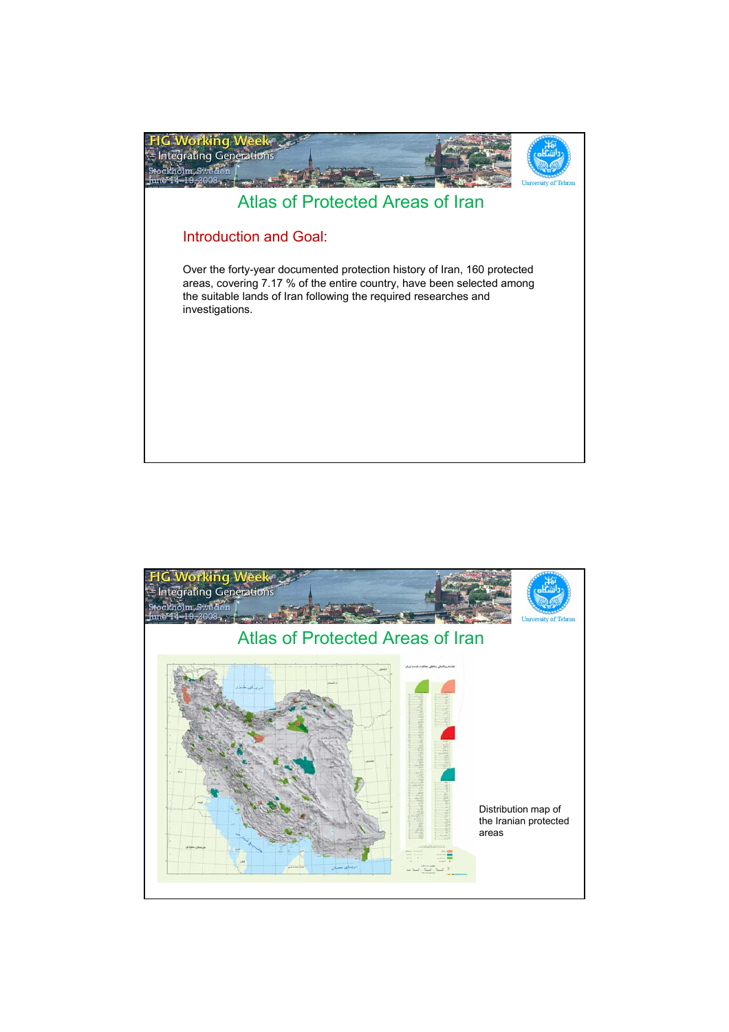# Atlas of Protected Areas of Iran

## Introduction and Goal:

Over the forty-year documented protection history of Iran, 160 protected areas, covering 7.17 % of the entire country, have been selected among the suitable lands of Iran following the required researches and investigations.

# Atlas of Protected Areas of Iran

Distribution map of the Iranian protected areas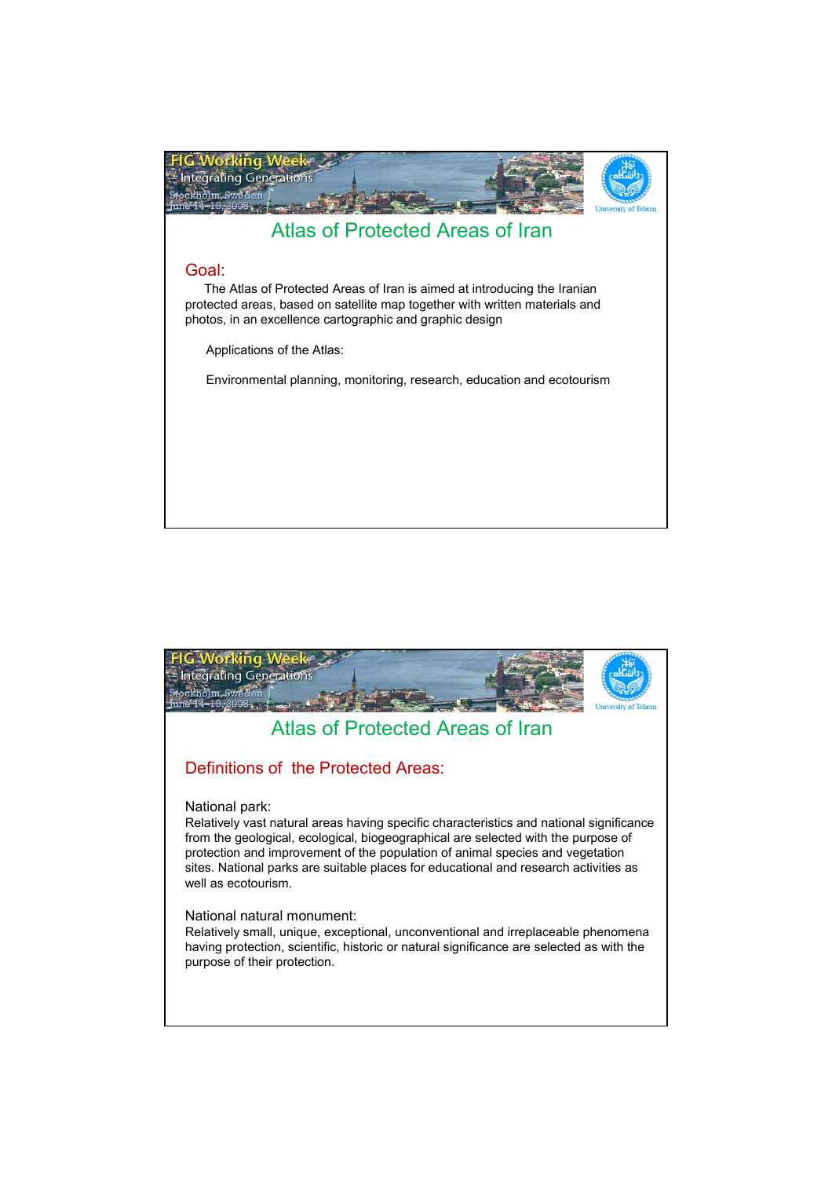# Atlas of Protected Areas of Iran

## Goal:

The Atlas of Protected Areas of Iran is aimed at introducing the Iranian protected areas, based on satellite map together with written materials and photos, in an excellence cartographic and graphic design

Applications of the Atlas:

Environmental planning, monitoring, research, education and ecotourism

# Atlas of Protected Areas of Iran

## Definitions of the Protected Areas:

National park:
Relatively vast natural areas having specific characteristics and national significance from the geological, ecological, biogeographical are selected with the purpose of protection and improvement of the population of animal species and vegetation sites. National parks are suitable places for educational and research activities as well as ecotourism.

National natural monument:
Relatively small, unique, exceptional, unconventional and irreplaceable phenomena having protection, scientific, historic or natural significance are selected as with the purpose of their protection.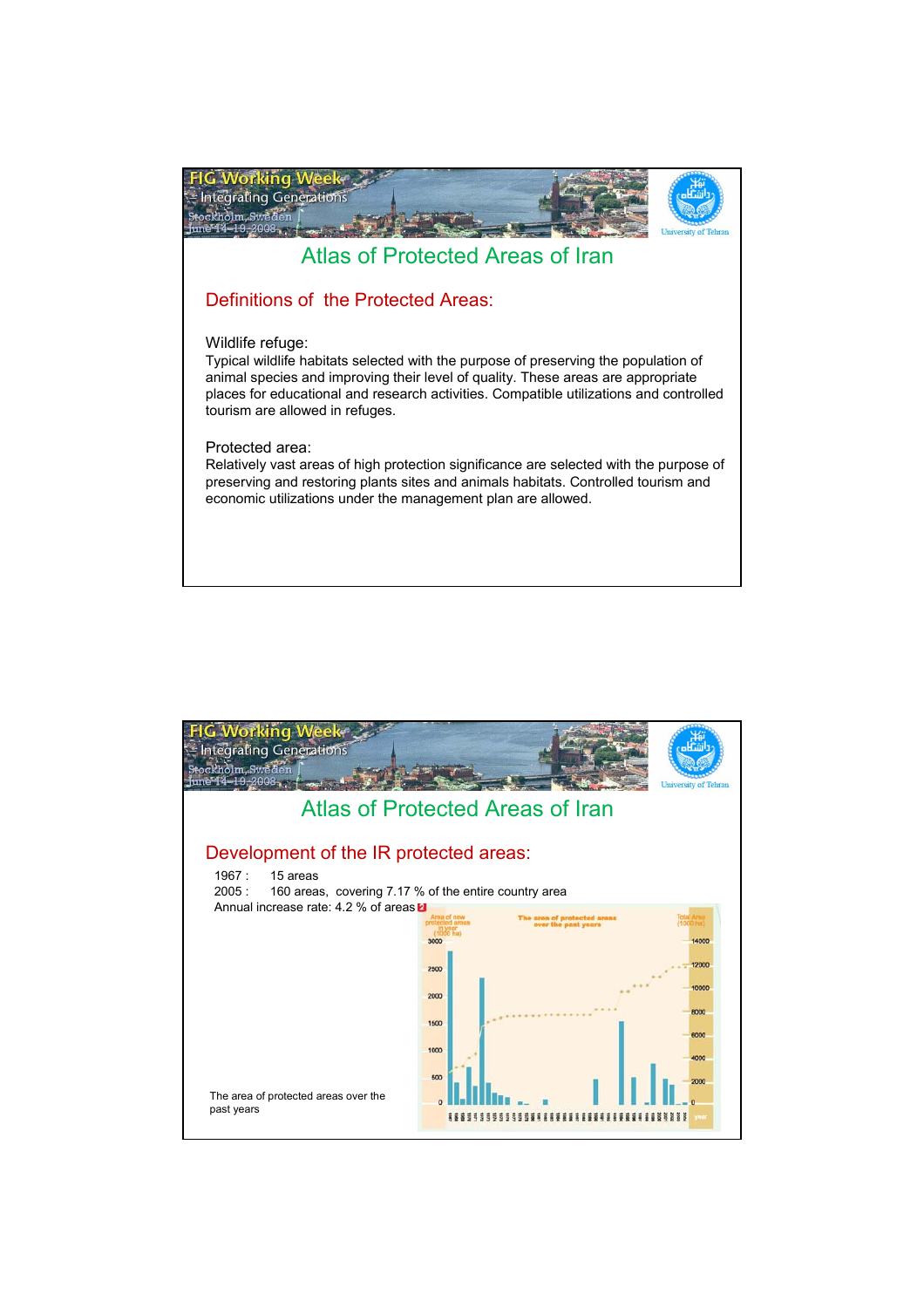# Atlas of Protected Areas of Iran

## Definitions of the Protected Areas:

Wildlife refuge:
Typical wildlife habitats selected with the purpose of preserving the population of animal species and improving their level of quality. These areas are appropriate places for educational and research activities. Compatible utilizations and controlled tourism are allowed in refuges.

Protected area:
Relatively vast areas of high protection significance are selected with the purpose of preserving and restoring plants sites and animals habitats. Controlled tourism and economic utilizations under the management plan are allowed.

# Atlas of Protected Areas of Iran

## Development of the IR protected areas:

1967 : 15 areas
2005 : 160 areas, covering 7.17 % of the entire country area
Annual increase rate: 4.2 % of areas

The area of protected areas over the past years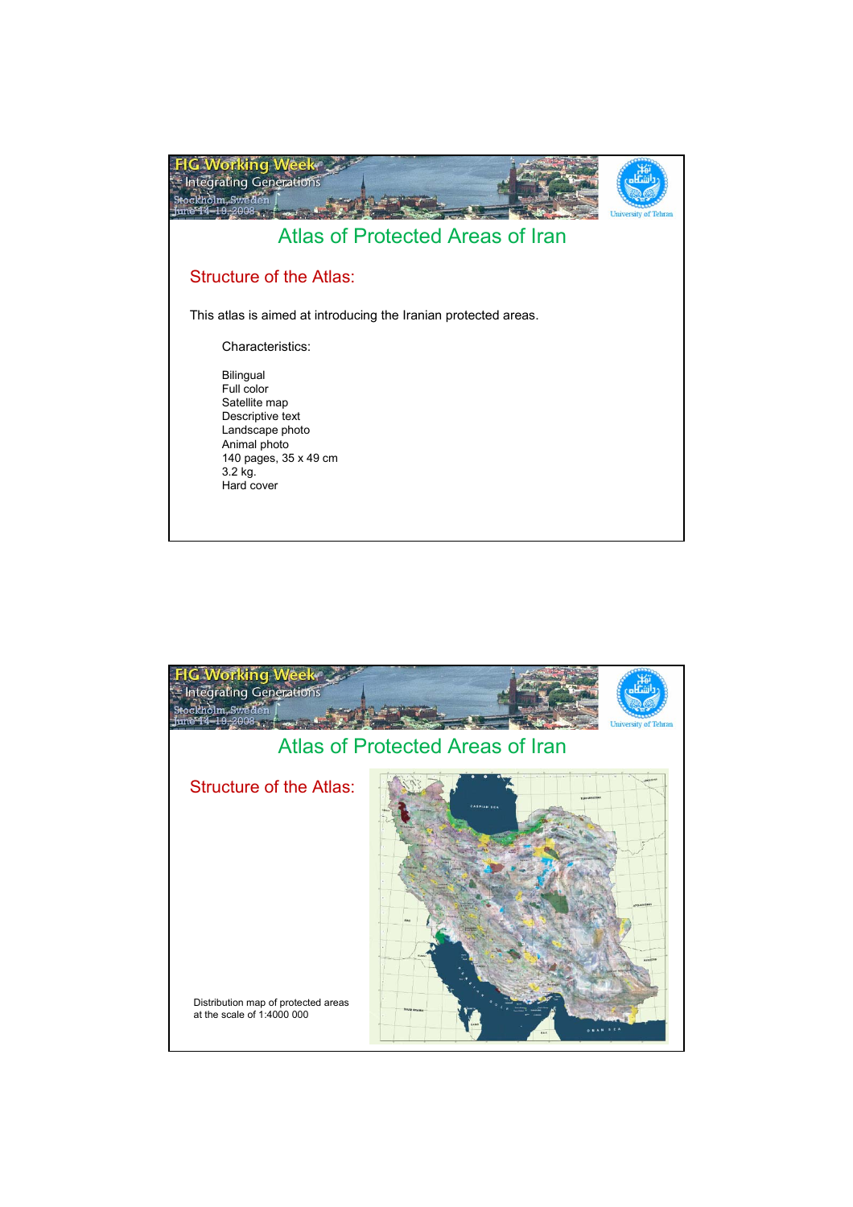## Atlas of Protected Areas of Iran

### Structure of the Atlas:

This atlas is aimed at introducing the Iranian protected areas.

Characteristics:

Bilingual
Full color
Satellite map
Descriptive text
Landscape photo
Animal photo
140 pages, 35 x 49 cm
3.2 kg.
Hard cover

## Atlas of Protected Areas of Iran

### Structure of the Atlas:

Distribution map of protected areas at the scale of 1:4000 000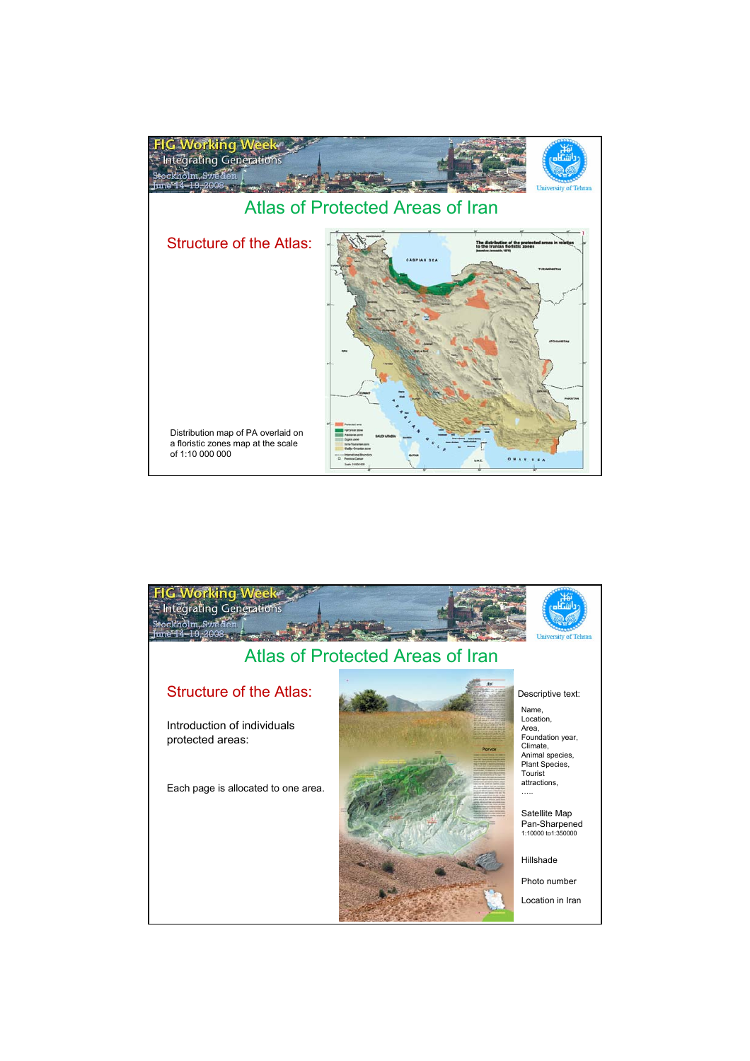## Atlas of Protected Areas of Iran

### Structure of the Atlas:

Distribution map of PA overlaid on a floristic zones map at the scale of 1:10 000 000

## Atlas of Protected Areas of Iran

### Structure of the Atlas:

Introduction of individuals protected areas:

Each page is allocated to one area.

Descriptive text:

- Name,
- Location,
- Area,
- Foundation year,
- Climate,
- Animal species,
- Plant Species,
- Tourist attractions,
- .....

Satellite Map Pan-Sharpened 1:10000 to1:350000

Hillshade

Photo number

Location in Iran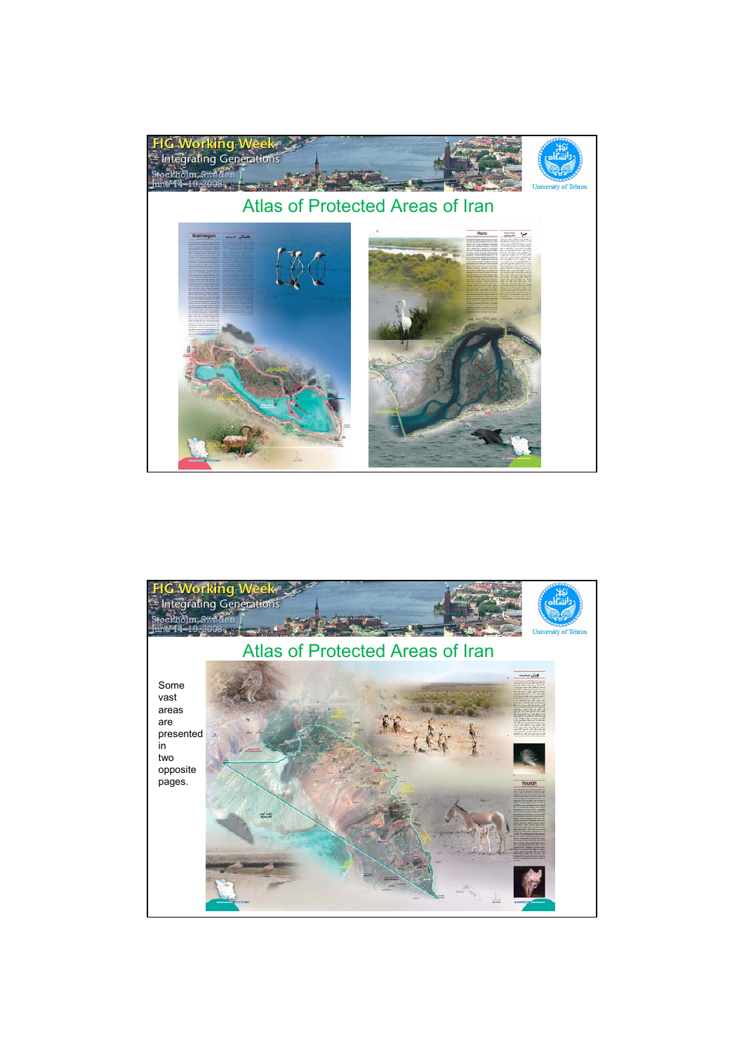## Atlas of Protected Areas of Iran

## Atlas of Protected Areas of Iran

Some vast areas are presented in two opposite pages.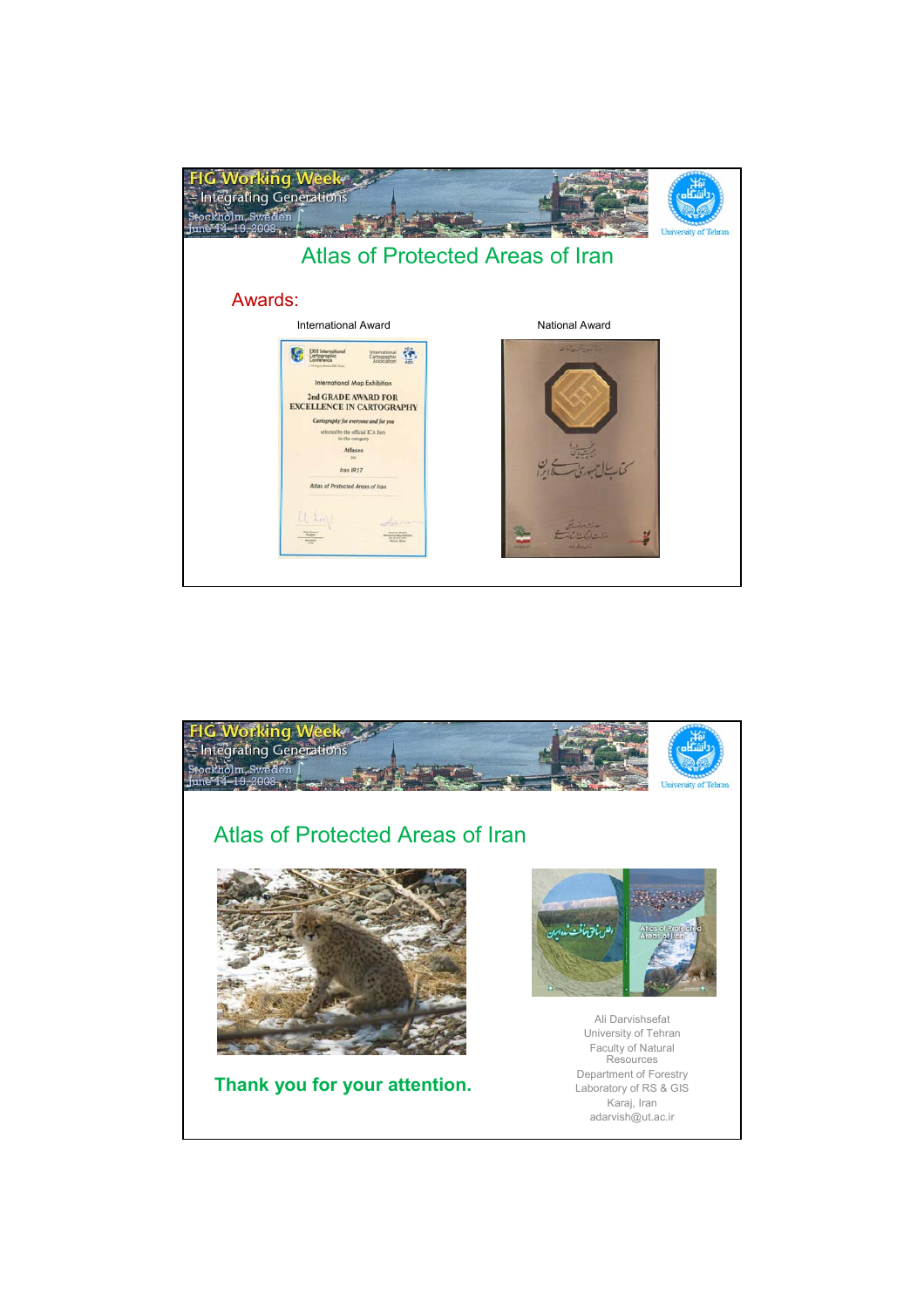## Atlas of Protected Areas of Iran

Awards:

International Award

National Award

## Atlas of Protected Areas of Iran

**Thank you for your attention.**

Ali Darvishsefat
University of Tehran
Faculty of Natural Resources
Department of Forestry
Laboratory of RS & GIS
Karaj, Iran
adarvish@ut.ac.ir